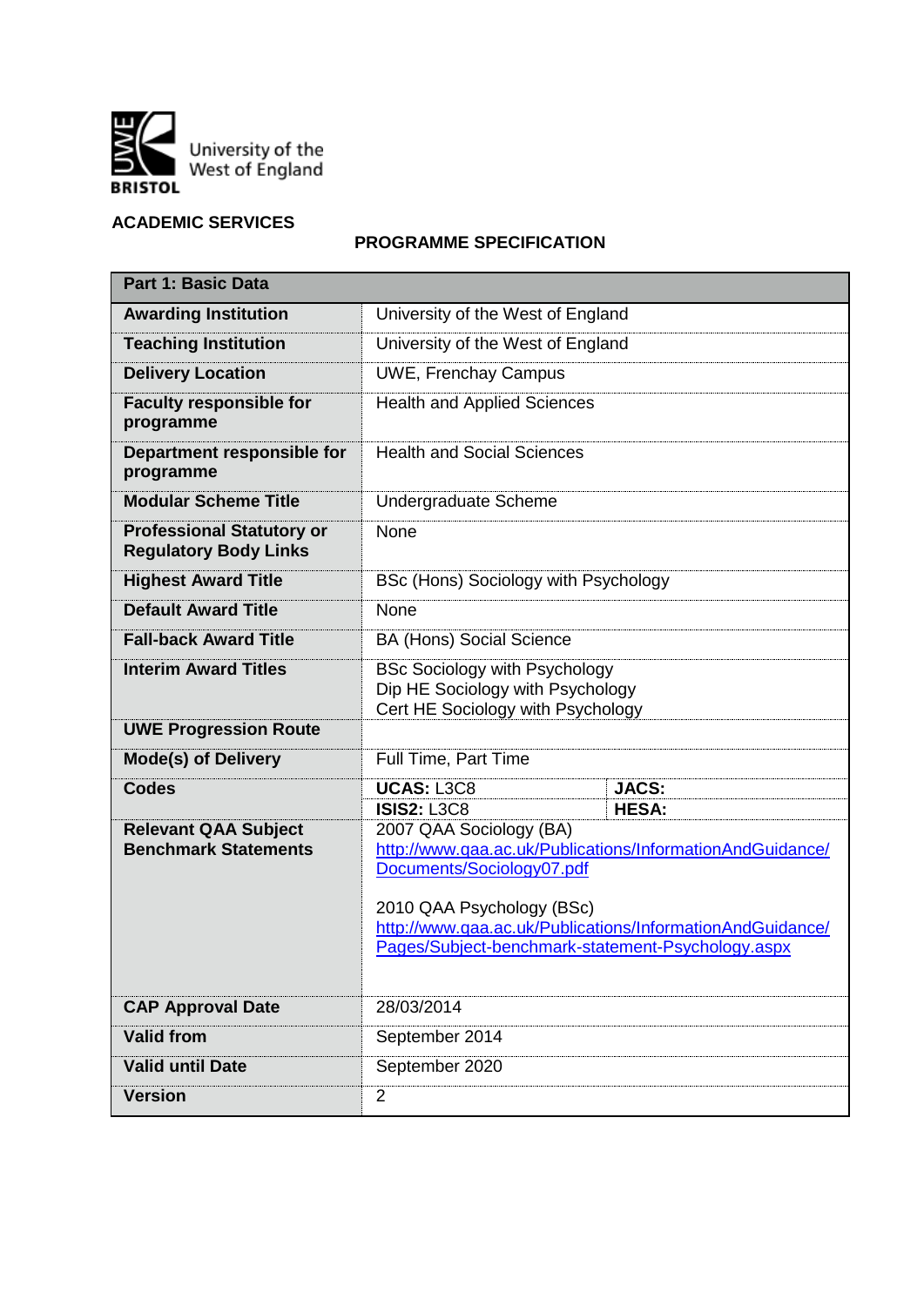University of the West of England

BRISTOL

**ACADEMIC SERVICES**

## PROGRAMME SPECIFICATION

| **Part 1: Basic Data** | | | |
|---|---|---|---|
| **Awarding Institution** | University of the West of England | | |
| **Teaching Institution** | University of the West of England | | |
| **Delivery Location** | UWE, Frenchay Campus | | |
| **Faculty responsible for programme** | Health and Applied Sciences | | |
| **Department responsible for programme** | Health and Social Sciences | | |
| **Modular Scheme Title** | Undergraduate Scheme | | |
| **Professional Statutory or Regulatory Body Links** | None | | |
| **Highest Award Title** | BSc (Hons) Sociology with Psychology | | |
| **Default Award Title** | None | | |
| **Fall-back Award Title** | BA (Hons) Social Science | | |
| **Interim Award Titles** | BSc Sociology with Psychology<br>Dip HE Sociology with Psychology<br>Cert HE Sociology with Psychology | | |
| **UWE Progression Route** | | | |
| **Mode(s) of Delivery** | Full Time, Part Time | | |
| **Codes** | **UCAS:** L3C8 | **JACS:** | |
| | **ISIS2:** L3C8 | **HESA:** | |
| **Relevant QAA Subject Benchmark Statements** | 2007 QAA Sociology (BA)<br>http://www.qaa.ac.uk/Publications/InformationAndGuidance/Documents/Sociology07.pdf<br><br>2010 QAA Psychology (BSc)<br>http://www.qaa.ac.uk/Publications/InformationAndGuidance/Pages/Subject-benchmark-statement-Psychology.aspx | | |
| **CAP Approval Date** | 28/03/2014 | | |
| **Valid from** | September 2014 | | |
| **Valid until Date** | September 2020 | | |
| **Version** | 2 | | |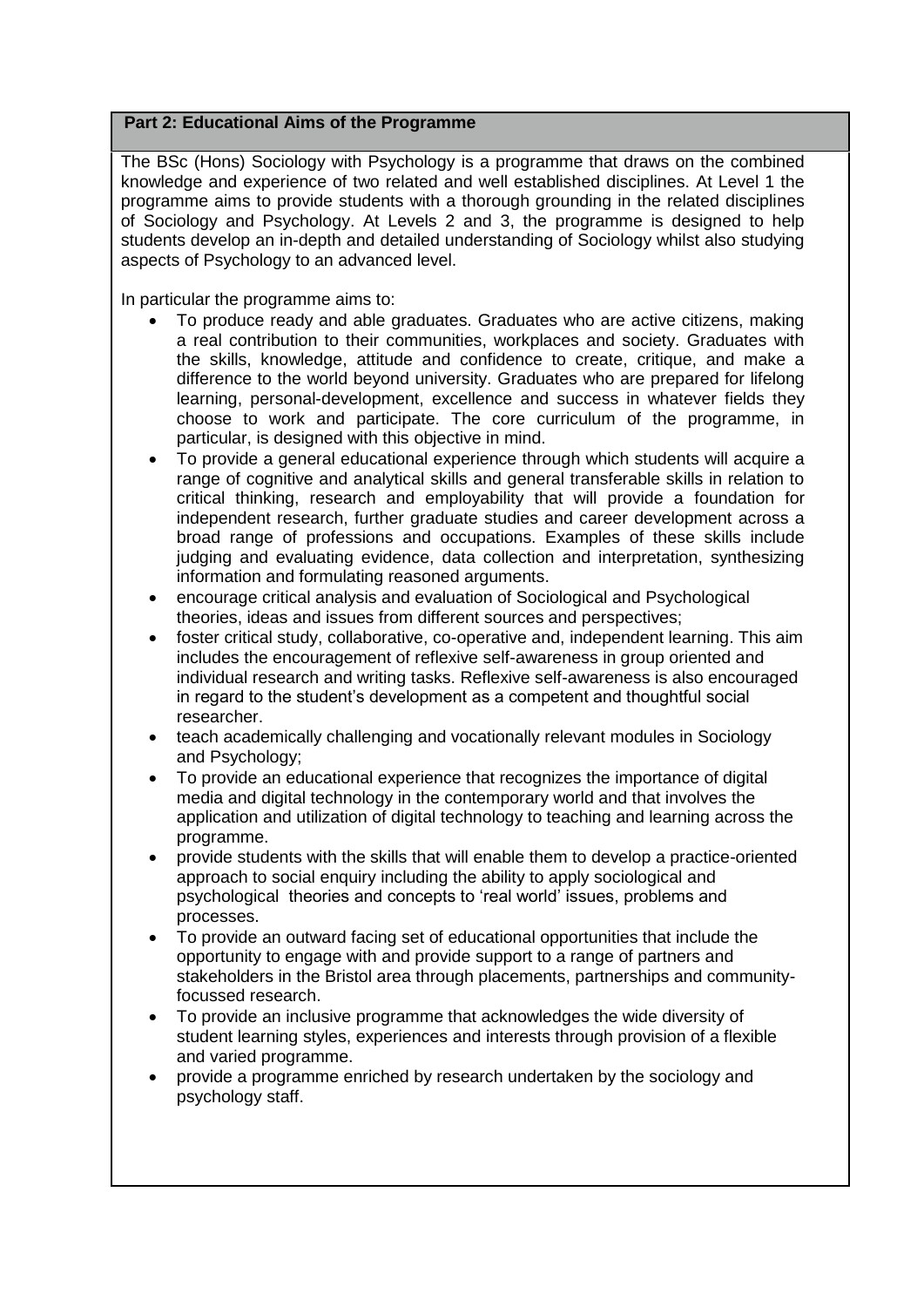## Part 2: Educational Aims of the Programme

The BSc (Hons) Sociology with Psychology is a programme that draws on the combined knowledge and experience of two related and well established disciplines. At Level 1 the programme aims to provide students with a thorough grounding in the related disciplines of Sociology and Psychology. At Levels 2 and 3, the programme is designed to help students develop an in-depth and detailed understanding of Sociology whilst also studying aspects of Psychology to an advanced level.

In particular the programme aims to:

- To produce ready and able graduates. Graduates who are active citizens, making a real contribution to their communities, workplaces and society. Graduates with the skills, knowledge, attitude and confidence to create, critique, and make a difference to the world beyond university. Graduates who are prepared for lifelong learning, personal-development, excellence and success in whatever fields they choose to work and participate. The core curriculum of the programme, in particular, is designed with this objective in mind.
- To provide a general educational experience through which students will acquire a range of cognitive and analytical skills and general transferable skills in relation to critical thinking, research and employability that will provide a foundation for independent research, further graduate studies and career development across a broad range of professions and occupations. Examples of these skills include judging and evaluating evidence, data collection and interpretation, synthesizing information and formulating reasoned arguments.
- encourage critical analysis and evaluation of Sociological and Psychological theories, ideas and issues from different sources and perspectives;
- foster critical study, collaborative, co-operative and, independent learning. This aim includes the encouragement of reflexive self-awareness in group oriented and individual research and writing tasks. Reflexive self-awareness is also encouraged in regard to the student's development as a competent and thoughtful social researcher.
- teach academically challenging and vocationally relevant modules in Sociology and Psychology;
- To provide an educational experience that recognizes the importance of digital media and digital technology in the contemporary world and that involves the application and utilization of digital technology to teaching and learning across the programme.
- provide students with the skills that will enable them to develop a practice-oriented approach to social enquiry including the ability to apply sociological and psychological theories and concepts to 'real world' issues, problems and processes.
- To provide an outward facing set of educational opportunities that include the opportunity to engage with and provide support to a range of partners and stakeholders in the Bristol area through placements, partnerships and community-focussed research.
- To provide an inclusive programme that acknowledges the wide diversity of student learning styles, experiences and interests through provision of a flexible and varied programme.
- provide a programme enriched by research undertaken by the sociology and psychology staff.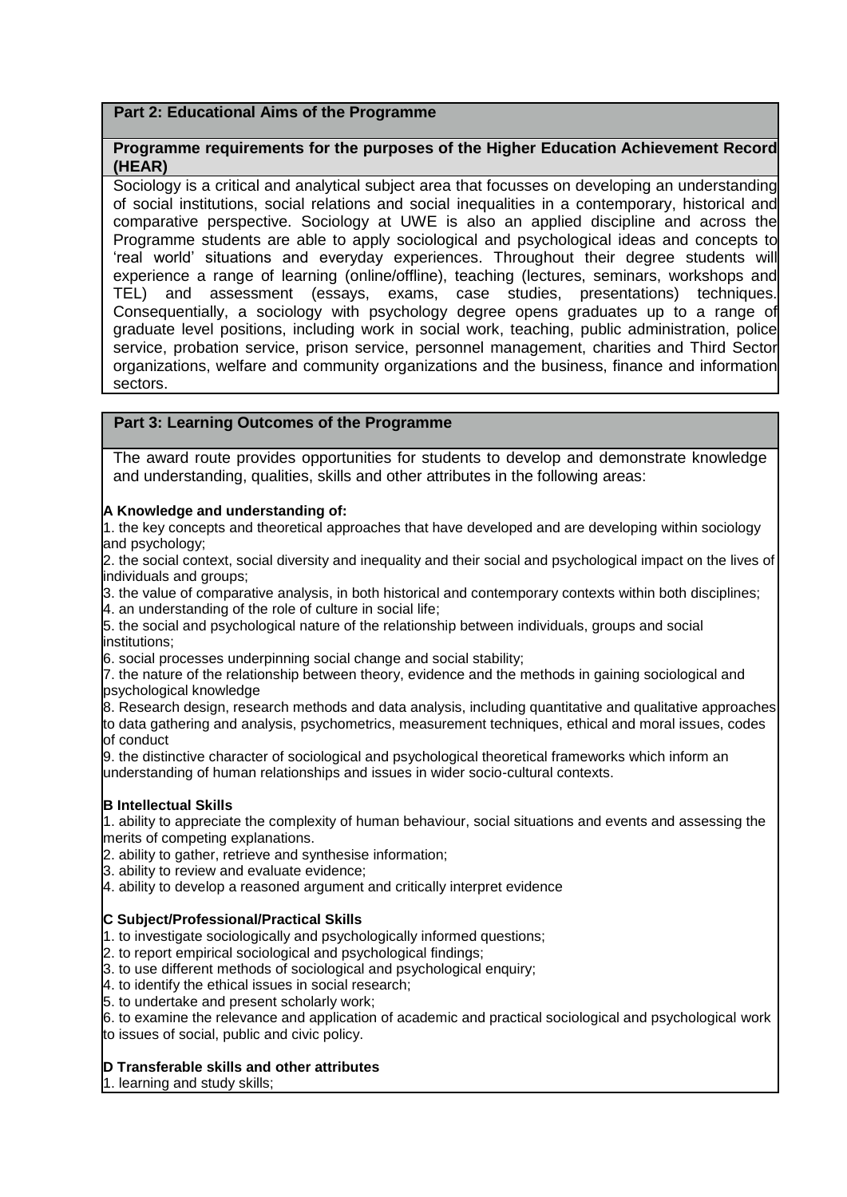## Part 2: Educational Aims of the Programme

### Programme requirements for the purposes of the Higher Education Achievement Record (HEAR)

Sociology is a critical and analytical subject area that focusses on developing an understanding of social institutions, social relations and social inequalities in a contemporary, historical and comparative perspective. Sociology at UWE is also an applied discipline and across the Programme students are able to apply sociological and psychological ideas and concepts to 'real world' situations and everyday experiences. Throughout their degree students will experience a range of learning (online/offline), teaching (lectures, seminars, workshops and TEL) and assessment (essays, exams, case studies, presentations) techniques. Consequentially, a sociology with psychology degree opens graduates up to a range of graduate level positions, including work in social work, teaching, public administration, police service, probation service, prison service, personnel management, charities and Third Sector organizations, welfare and community organizations and the business, finance and information sectors.

## Part 3: Learning Outcomes of the Programme

The award route provides opportunities for students to develop and demonstrate knowledge and understanding, qualities, skills and other attributes in the following areas:

**A Knowledge and understanding of:**

1. the key concepts and theoretical approaches that have developed and are developing within sociology and psychology;
2. the social context, social diversity and inequality and their social and psychological impact on the lives of individuals and groups;
3. the value of comparative analysis, in both historical and contemporary contexts within both disciplines;
4. an understanding of the role of culture in social life;
5. the social and psychological nature of the relationship between individuals, groups and social institutions;
6. social processes underpinning social change and social stability;
7. the nature of the relationship between theory, evidence and the methods in gaining sociological and psychological knowledge
8. Research design, research methods and data analysis, including quantitative and qualitative approaches to data gathering and analysis, psychometrics, measurement techniques, ethical and moral issues, codes of conduct
9. the distinctive character of sociological and psychological theoretical frameworks which inform an understanding of human relationships and issues in wider socio-cultural contexts.

**B Intellectual Skills**

1. ability to appreciate the complexity of human behaviour, social situations and events and assessing the merits of competing explanations.
2. ability to gather, retrieve and synthesise information;
3. ability to review and evaluate evidence;
4. ability to develop a reasoned argument and critically interpret evidence

**C Subject/Professional/Practical Skills**

1. to investigate sociologically and psychologically informed questions;
2. to report empirical sociological and psychological findings;
3. to use different methods of sociological and psychological enquiry;
4. to identify the ethical issues in social research;
5. to undertake and present scholarly work;
6. to examine the relevance and application of academic and practical sociological and psychological work to issues of social, public and civic policy.

**D Transferable skills and other attributes**

1. learning and study skills;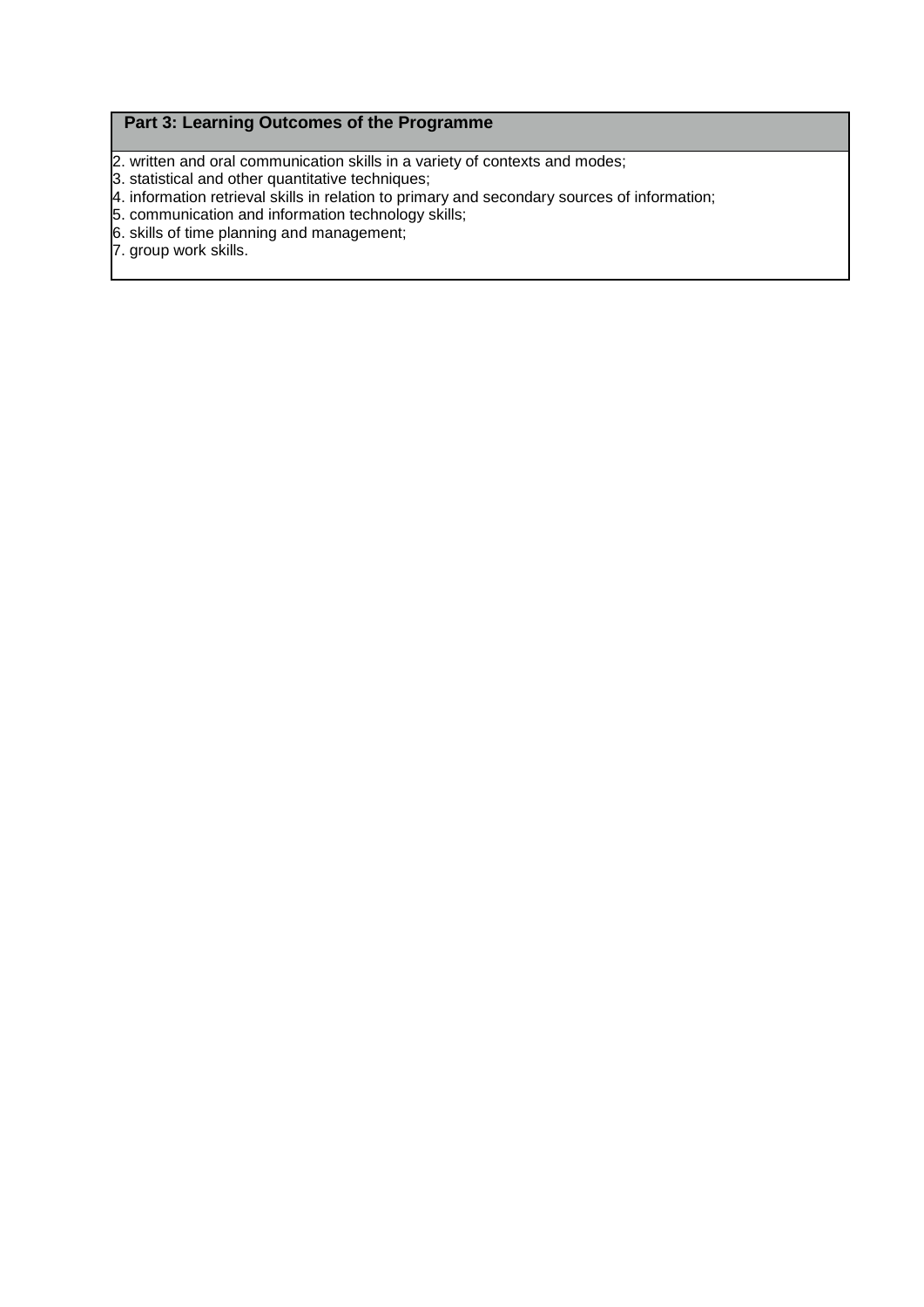## Part 3: Learning Outcomes of the Programme

2. written and oral communication skills in a variety of contexts and modes;
3. statistical and other quantitative techniques;
4. information retrieval skills in relation to primary and secondary sources of information;
5. communication and information technology skills;
6. skills of time planning and management;
7. group work skills.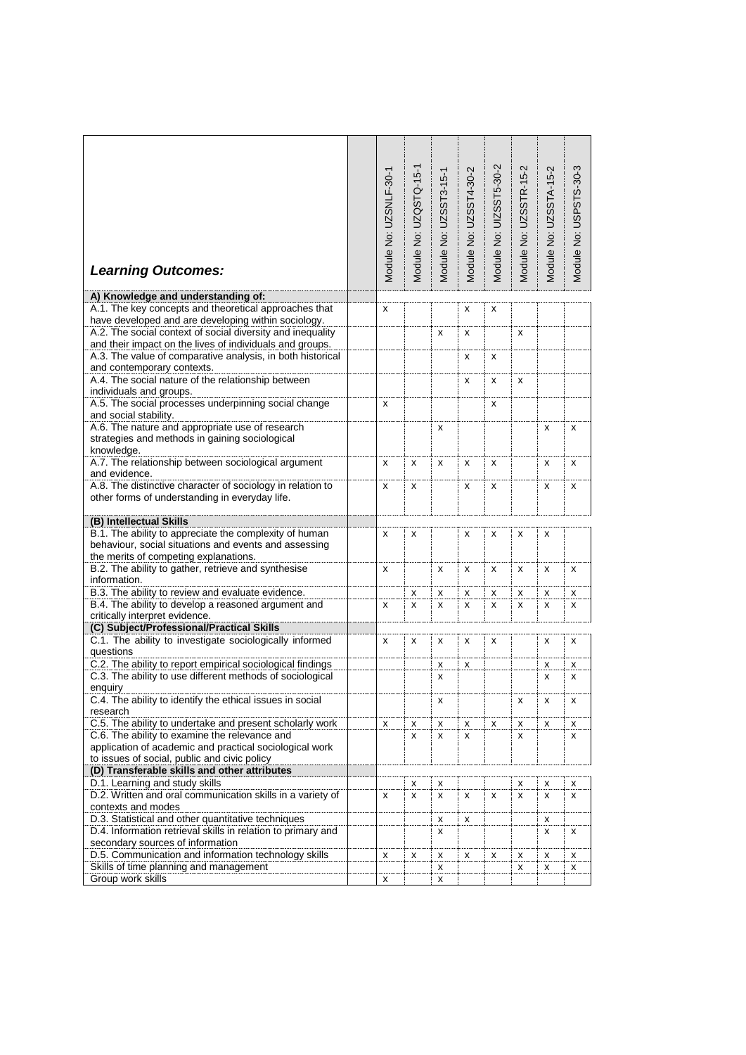| *Learning Outcomes:* | | Module No: UZSNLF-30-1 | Module No: UZQSTQ-15-1 | Module No: UZSST3-15-1 | Module No: UZSST4-30-2 | Module No: UIZSST5-30-2 | Module No: UZSSTR-15-2 | Module No: UZSSTA-15-2 | Module No: USPSTS-30-3 |
|---|---|---|---|---|---|---|---|---|---|
| **A) Knowledge and understanding of:** | | | | | | | | | |
| A.1. The key concepts and theoretical approaches that have developed and are developing within sociology. | | x | | | x | x | | | |
| A.2. The social context of social diversity and inequality and their impact on the lives of individuals and groups. | | | | x | x | | x | | |
| A.3. The value of comparative analysis, in both historical and contemporary contexts. | | | | | x | x | | | |
| A.4. The social nature of the relationship between individuals and groups. | | | | | x | x | x | | |
| A.5. The social processes underpinning social change and social stability. | | x | | | | x | | | |
| A.6. The nature and appropriate use of research strategies and methods in gaining sociological knowledge. | | | | x | | | | x | x |
| A.7. The relationship between sociological argument and evidence. | | x | x | x | x | x | | x | x |
| A.8. The distinctive character of sociology in relation to other forms of understanding in everyday life. | | x | x | | x | x | | x | x |
| **(B) Intellectual Skills** | | | | | | | | | |
| B.1. The ability to appreciate the complexity of human behaviour, social situations and events and assessing the merits of competing explanations. | | x | x | | x | x | x | x | |
| B.2. The ability to gather, retrieve and synthesise information. | | x | | x | x | x | x | x | x |
| B.3. The ability to review and evaluate evidence. | | | x | x | x | x | x | x | x |
| B.4. The ability to develop a reasoned argument and critically interpret evidence. | | x | x | x | x | x | x | x | x |
| **(C) Subject/Professional/Practical Skills** | | | | | | | | | |
| C.1. The ability to investigate sociologically informed questions | | x | x | x | x | x | | x | x |
| C.2. The ability to report empirical sociological findings | | | | x | x | | | x | x |
| C.3. The ability to use different methods of sociological enquiry | | | | x | | | | x | x |
| C.4. The ability to identify the ethical issues in social research | | | | x | | | x | x | x |
| C.5. The ability to undertake and present scholarly work | | x | x | x | x | x | x | x | x |
| C.6. The ability to examine the relevance and application of academic and practical sociological work to issues of social, public and civic policy | | | x | x | x | | x | | x |
| **(D) Transferable skills and other attributes** | | | | | | | | | |
| D.1. Learning and study skills | | | x | x | | | x | x | x |
| D.2. Written and oral communication skills in a variety of contexts and modes | | x | x | x | x | x | x | x | x |
| D.3. Statistical and other quantitative techniques | | | | x | x | | | x | |
| D.4. Information retrieval skills in relation to primary and secondary sources of information | | | | x | | | | x | x |
| D.5. Communication and information technology skills | | x | x | x | x | x | x | x | x |
| Skills of time planning and management | | | | x | | | x | x | x |
| Group work skills | | x | | x | | | | | |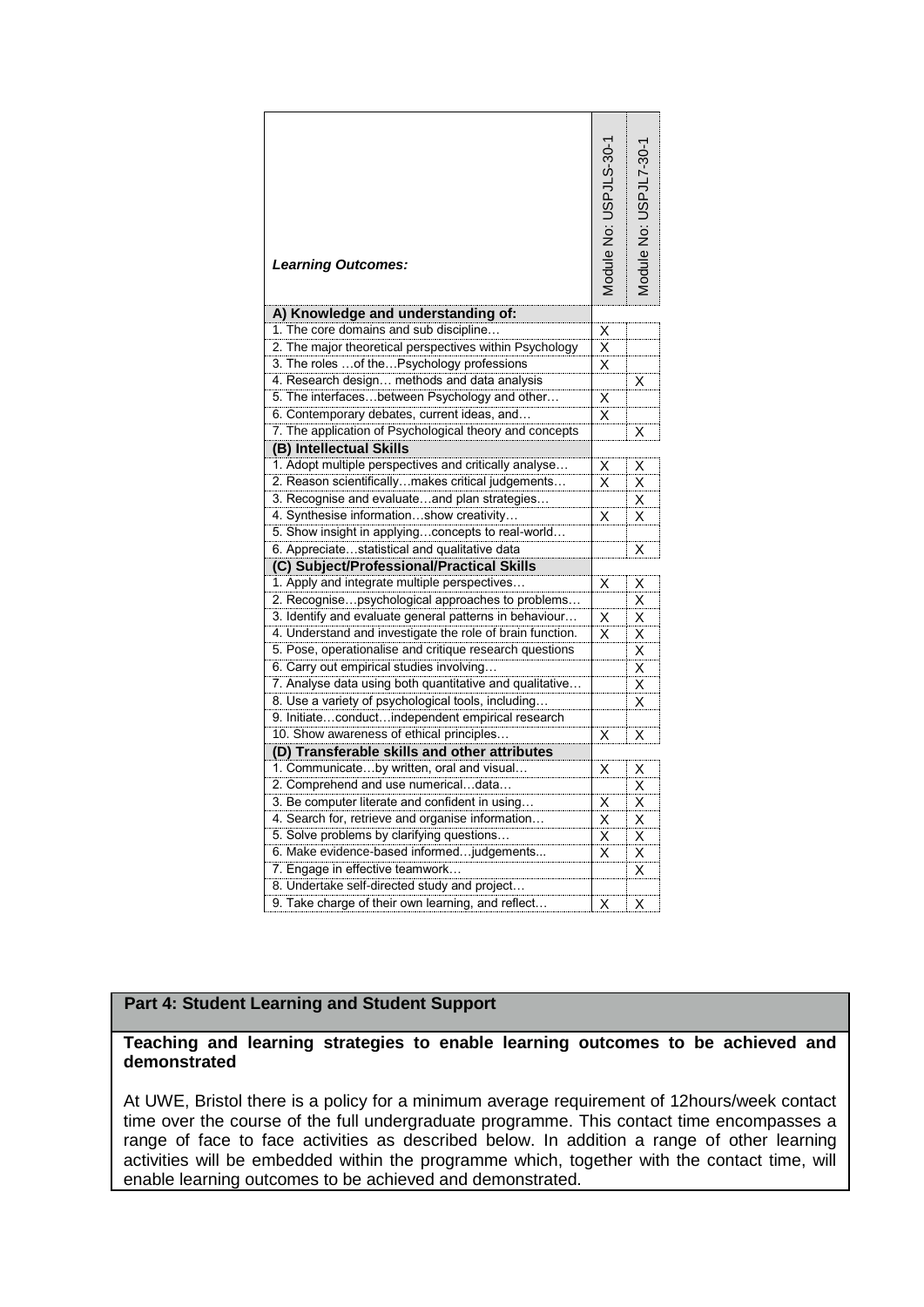| *Learning Outcomes:* | Module No: USPJLS-30-1 | Module No: USPJL7-30-1 |
|---|---|---|
| **A) Knowledge and understanding of:** | | |
| 1. The core domains and sub discipline… | X | |
| 2. The major theoretical perspectives within Psychology | X | |
| 3. The roles …of the…Psychology professions | X | |
| 4. Research design… methods and data analysis | | X |
| 5. The interfaces…between Psychology and other… | X | |
| 6. Contemporary debates, current ideas, and… | X | |
| 7. The application of Psychological theory and concepts | | X |
| **(B) Intellectual Skills** | | |
| 1. Adopt multiple perspectives and critically analyse… | X | X |
| 2. Reason scientifically…makes critical judgements… | X | X |
| 3. Recognise and evaluate…and plan strategies… | | X |
| 4. Synthesise information…show creativity… | X | X |
| 5. Show insight in applying…concepts to real-world… | | |
| 6. Appreciate…statistical and qualitative data | | X |
| **(C) Subject/Professional/Practical Skills** | | |
| 1. Apply and integrate multiple perspectives… | X | X |
| 2. Recognise…psychological approaches to problems… | | X |
| 3. Identify and evaluate general patterns in behaviour… | X | X |
| 4. Understand and investigate the role of brain function. | X | X |
| 5. Pose, operationalise and critique research questions | | X |
| 6. Carry out empirical studies involving… | | X |
| 7. Analyse data using both quantitative and qualitative… | | X |
| 8. Use a variety of psychological tools, including… | | X |
| 9. Initiate…conduct…independent empirical research | | |
| 10. Show awareness of ethical principles… | X | X |
| **(D) Transferable skills and other attributes** | | |
| 1. Communicate…by written, oral and visual… | X | X |
| 2. Comprehend and use numerical…data… | | X |
| 3. Be computer literate and confident in using… | X | X |
| 4. Search for, retrieve and organise information… | X | X |
| 5. Solve problems by clarifying questions… | X | X |
| 6. Make evidence-based informed…judgements... | X | X |
| 7. Engage in effective teamwork… | | X |
| 8. Undertake self-directed study and project… | | |
| 9. Take charge of their own learning, and reflect… | X | X |

## Part 4: Student Learning and Student Support

**Teaching and learning strategies to enable learning outcomes to be achieved and demonstrated**

At UWE, Bristol there is a policy for a minimum average requirement of 12hours/week contact time over the course of the full undergraduate programme. This contact time encompasses a range of face to face activities as described below. In addition a range of other learning activities will be embedded within the programme which, together with the contact time, will enable learning outcomes to be achieved and demonstrated.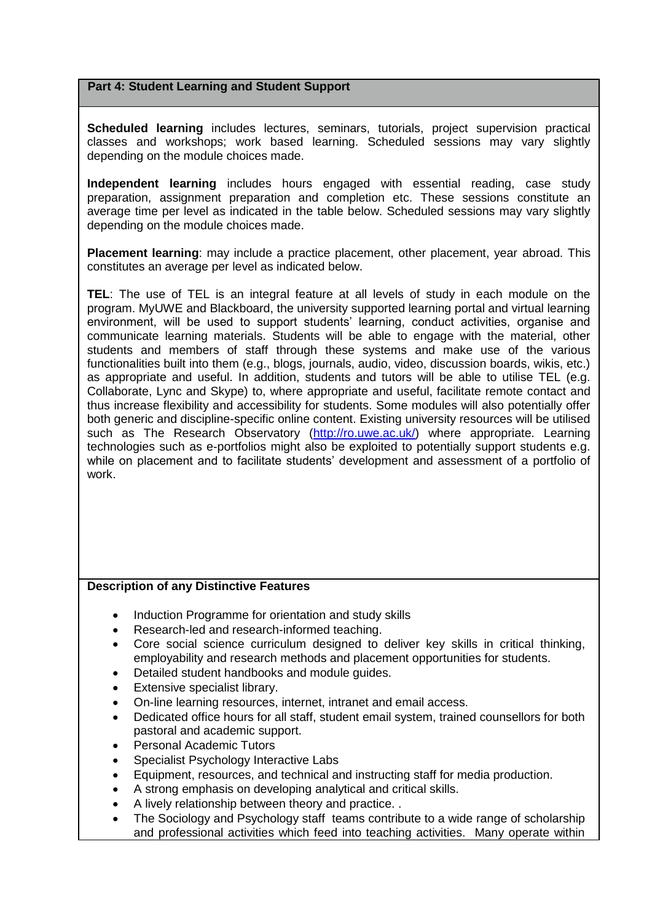## Part 4: Student Learning and Student Support

**Scheduled learning** includes lectures, seminars, tutorials, project supervision practical classes and workshops; work based learning. Scheduled sessions may vary slightly depending on the module choices made.

**Independent learning** includes hours engaged with essential reading, case study preparation, assignment preparation and completion etc. These sessions constitute an average time per level as indicated in the table below. Scheduled sessions may vary slightly depending on the module choices made.

**Placement learning**: may include a practice placement, other placement, year abroad. This constitutes an average per level as indicated below.

**TEL**: The use of TEL is an integral feature at all levels of study in each module on the program. MyUWE and Blackboard, the university supported learning portal and virtual learning environment, will be used to support students' learning, conduct activities, organise and communicate learning materials. Students will be able to engage with the material, other students and members of staff through these systems and make use of the various functionalities built into them (e.g., blogs, journals, audio, video, discussion boards, wikis, etc.) as appropriate and useful. In addition, students and tutors will be able to utilise TEL (e.g. Collaborate, Lync and Skype) to, where appropriate and useful, facilitate remote contact and thus increase flexibility and accessibility for students. Some modules will also potentially offer both generic and discipline-specific online content. Existing university resources will be utilised such as The Research Observatory (http://ro.uwe.ac.uk/) where appropriate. Learning technologies such as e-portfolios might also be exploited to potentially support students e.g. while on placement and to facilitate students' development and assessment of a portfolio of work.

**Description of any Distinctive Features**

- Induction Programme for orientation and study skills
- Research-led and research-informed teaching.
- Core social science curriculum designed to deliver key skills in critical thinking, employability and research methods and placement opportunities for students.
- Detailed student handbooks and module guides.
- Extensive specialist library.
- On-line learning resources, internet, intranet and email access.
- Dedicated office hours for all staff, student email system, trained counsellors for both pastoral and academic support.
- Personal Academic Tutors
- Specialist Psychology Interactive Labs
- Equipment, resources, and technical and instructing staff for media production.
- A strong emphasis on developing analytical and critical skills.
- A lively relationship between theory and practice. .
- The Sociology and Psychology staff teams contribute to a wide range of scholarship and professional activities which feed into teaching activities. Many operate within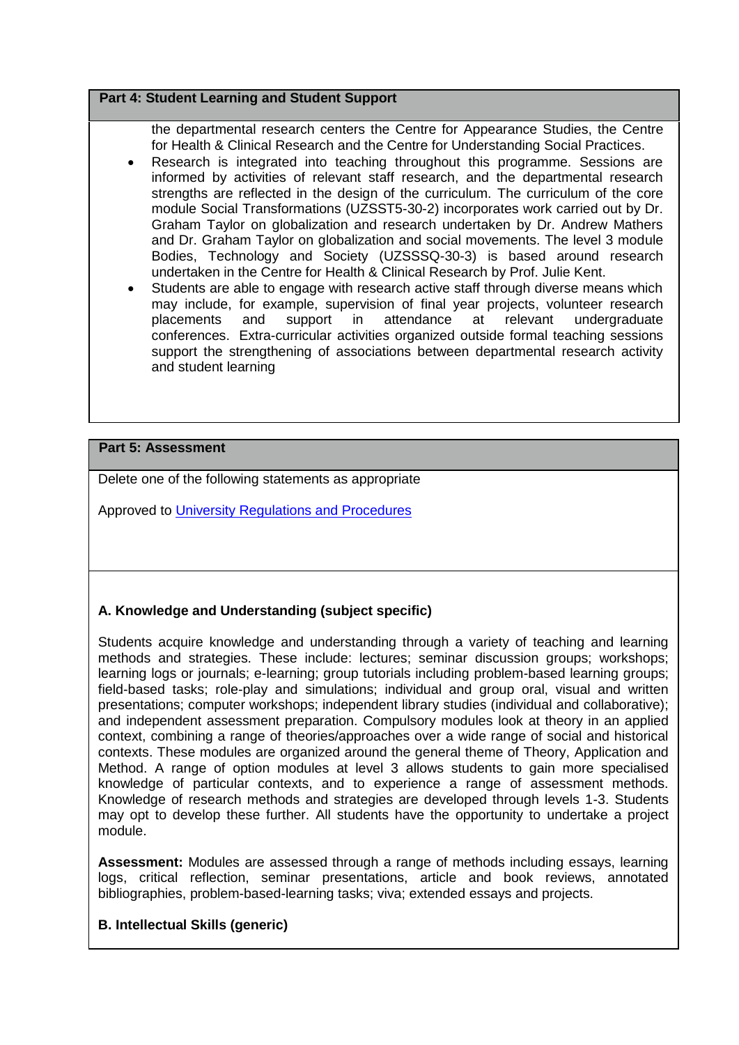**Part 4: Student Learning and Student Support**

the departmental research centers the Centre for Appearance Studies, the Centre for Health & Clinical Research and the Centre for Understanding Social Practices.

- Research is integrated into teaching throughout this programme. Sessions are informed by activities of relevant staff research, and the departmental research strengths are reflected in the design of the curriculum. The curriculum of the core module Social Transformations (UZSST5-30-2) incorporates work carried out by Dr. Graham Taylor on globalization and research undertaken by Dr. Andrew Mathers and Dr. Graham Taylor on globalization and social movements. The level 3 module Bodies, Technology and Society (UZSSSQ-30-3) is based around research undertaken in the Centre for Health & Clinical Research by Prof. Julie Kent.
- Students are able to engage with research active staff through diverse means which may include, for example, supervision of final year projects, volunteer research placements and support in attendance at relevant undergraduate conferences. Extra-curricular activities organized outside formal teaching sessions support the strengthening of associations between departmental research activity and student learning

**Part 5: Assessment**

Delete one of the following statements as appropriate

Approved to [University Regulations and Procedures]

**A. Knowledge and Understanding (subject specific)**

Students acquire knowledge and understanding through a variety of teaching and learning methods and strategies. These include: lectures; seminar discussion groups; workshops; learning logs or journals; e-learning; group tutorials including problem-based learning groups; field-based tasks; role-play and simulations; individual and group oral, visual and written presentations; computer workshops; independent library studies (individual and collaborative); and independent assessment preparation. Compulsory modules look at theory in an applied context, combining a range of theories/approaches over a wide range of social and historical contexts. These modules are organized around the general theme of Theory, Application and Method. A range of option modules at level 3 allows students to gain more specialised knowledge of particular contexts, and to experience a range of assessment methods. Knowledge of research methods and strategies are developed through levels 1-3. Students may opt to develop these further. All students have the opportunity to undertake a project module.

**Assessment:** Modules are assessed through a range of methods including essays, learning logs, critical reflection, seminar presentations, article and book reviews, annotated bibliographies, problem-based-learning tasks; viva; extended essays and projects.

**B. Intellectual Skills (generic)**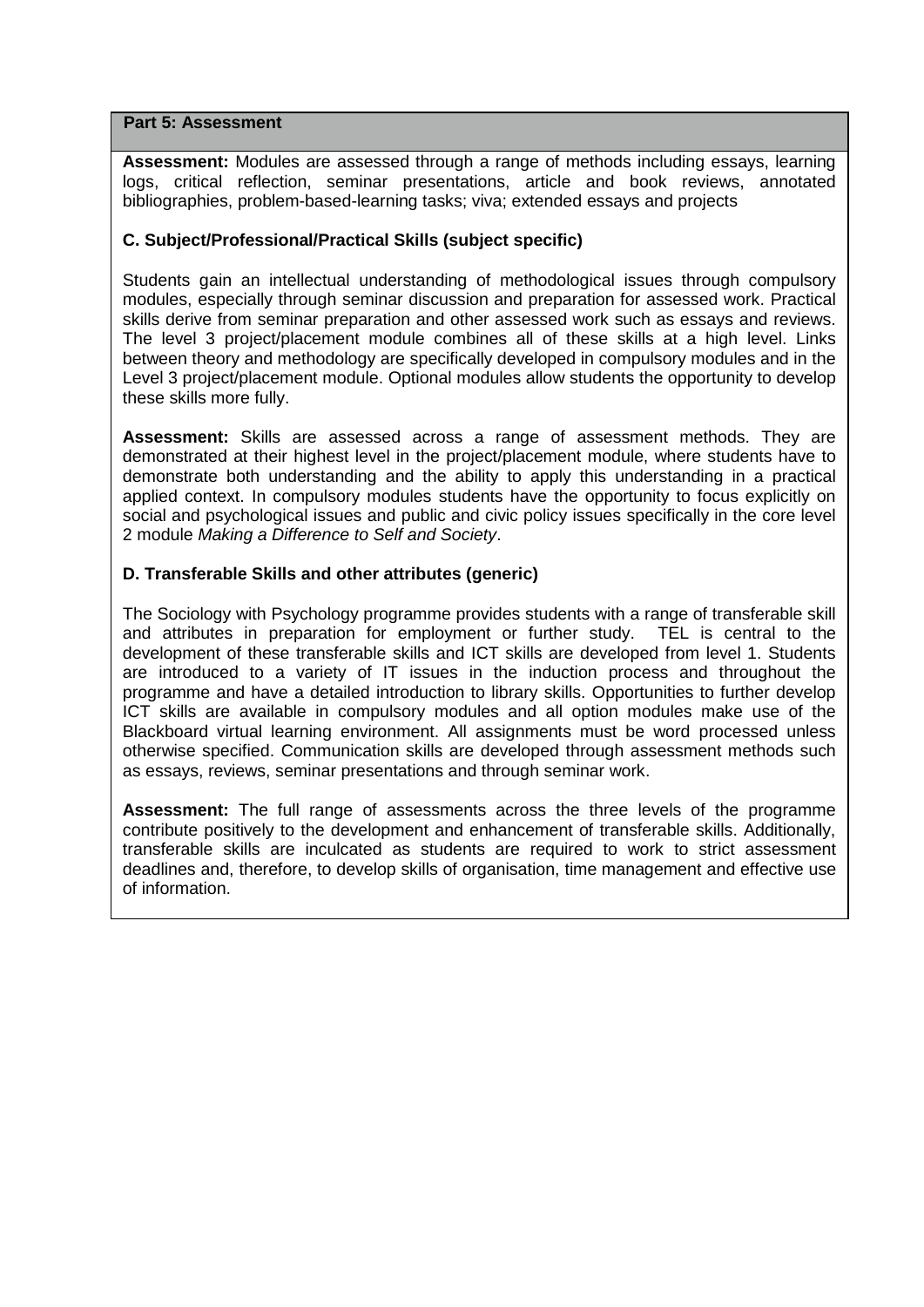## Part 5: Assessment

**Assessment:** Modules are assessed through a range of methods including essays, learning logs, critical reflection, seminar presentations, article and book reviews, annotated bibliographies, problem-based-learning tasks; viva; extended essays and projects

### C. Subject/Professional/Practical Skills (subject specific)

Students gain an intellectual understanding of methodological issues through compulsory modules, especially through seminar discussion and preparation for assessed work. Practical skills derive from seminar preparation and other assessed work such as essays and reviews. The level 3 project/placement module combines all of these skills at a high level. Links between theory and methodology are specifically developed in compulsory modules and in the Level 3 project/placement module. Optional modules allow students the opportunity to develop these skills more fully.

**Assessment:** Skills are assessed across a range of assessment methods. They are demonstrated at their highest level in the project/placement module, where students have to demonstrate both understanding and the ability to apply this understanding in a practical applied context. In compulsory modules students have the opportunity to focus explicitly on social and psychological issues and public and civic policy issues specifically in the core level 2 module *Making a Difference to Self and Society*.

### D. Transferable Skills and other attributes (generic)

The Sociology with Psychology programme provides students with a range of transferable skill and attributes in preparation for employment or further study. TEL is central to the development of these transferable skills and ICT skills are developed from level 1. Students are introduced to a variety of IT issues in the induction process and throughout the programme and have a detailed introduction to library skills. Opportunities to further develop ICT skills are available in compulsory modules and all option modules make use of the Blackboard virtual learning environment. All assignments must be word processed unless otherwise specified. Communication skills are developed through assessment methods such as essays, reviews, seminar presentations and through seminar work.

**Assessment:** The full range of assessments across the three levels of the programme contribute positively to the development and enhancement of transferable skills. Additionally, transferable skills are inculcated as students are required to work to strict assessment deadlines and, therefore, to develop skills of organisation, time management and effective use of information.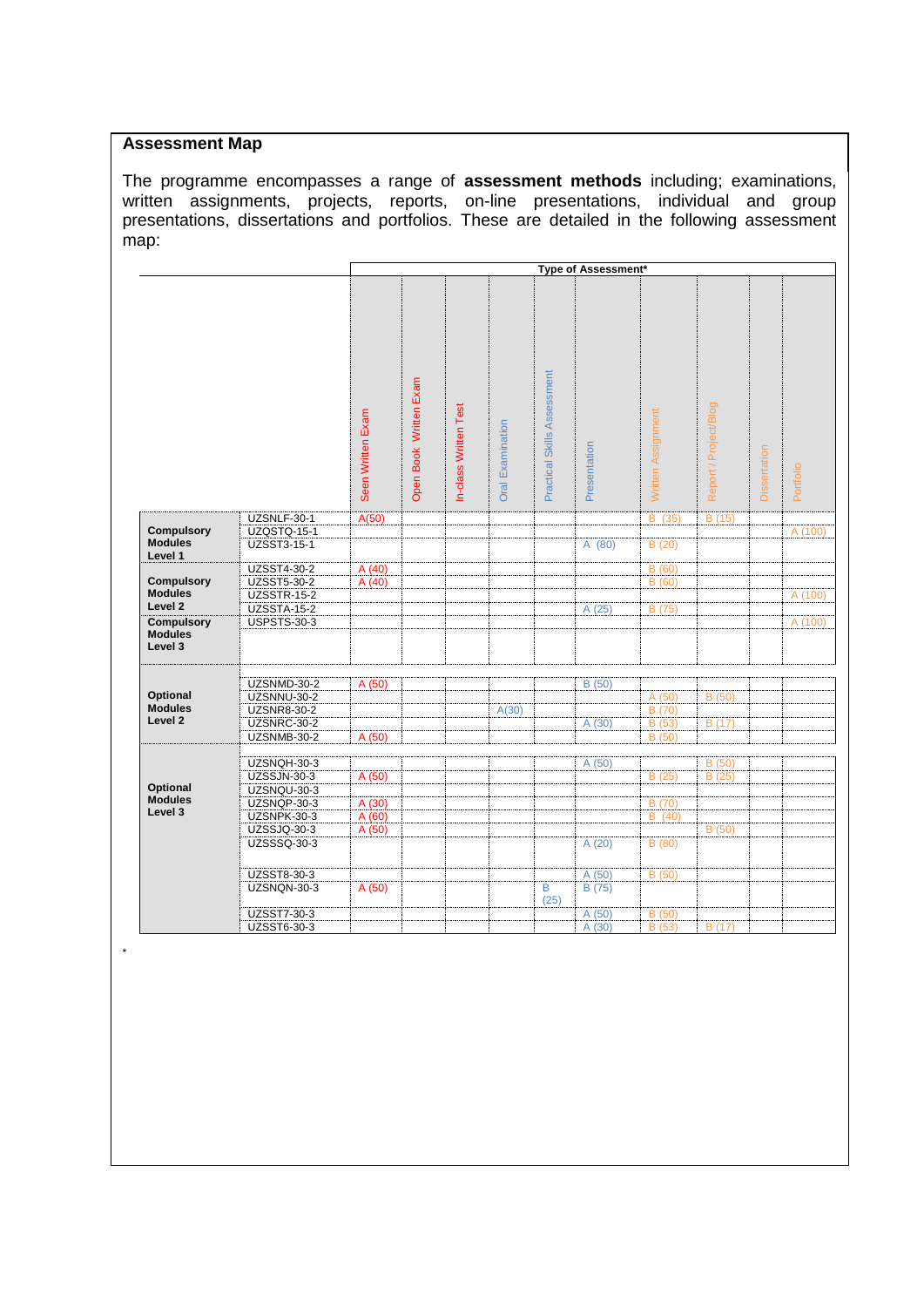## Assessment Map

The programme encompasses a range of **assessment methods** including; examinations, written assignments, projects, reports, on-line presentations, individual and group presentations, dissertations and portfolios. These are detailed in the following assessment map:

| | | Type of Assessment* | | | | | | | | | |
|---|---|---|---|---|---|---|---|---|---|---|---|
| | | Seen Written Exam | Open Book Written Exam | In-class Written Test | Oral Examination | Practical Skills Assessment | Presentation | Written Assignment | Report / Project/Blog | Dissertation | Portfolio |
| **Compulsory Modules Level 1** | UZSNLF-30-1 | A(50) | | | | | | B (35) | B (15) | | |
| | UZQSTQ-15-1 | | | | | | | | | | A (100) |
| | UZSST3-15-1 | | | | | | A (80) | B (20) | | | |
| **Compulsory Modules Level 2** | UZSST4-30-2 | A (40) | | | | | | B (60) | | | |
| | UZSST5-30-2 | A (40) | | | | | | B (60) | | | |
| | UZSSTR-15-2 | | | | | | | | | | A (100) |
| | UZSSTA-15-2 | | | | | | A (25) | B (75) | | | |
| **Compulsory Modules Level 3** | USPSTS-30-3 | | | | | | | | | | A (100) |
| **Optional Modules Level 2** | UZSNMD-30-2 | A (50) | | | | | B (50) | | | | |
| | UZSNNU-30-2 | | | | | | | A (50) | B (50) | | |
| | UZSNR8-30-2 | | | | A(30) | | | B (70) | | | |
| | UZSNRC-30-2 | | | | | | A (30) | B (53) | B (17) | | |
| | UZSNMB-30-2 | A (50) | | | | | | B (50) | | | |
| **Optional Modules Level 3** | UZSNQH-30-3 | | | | | | A (50) | | B (50) | | |
| | UZSSJN-30-3 | A (50) | | | | | | B (25) | B (25) | | |
| | UZSNQU-30-3 | | | | | | | | | | |
| | UZSNQP-30-3 | A (30) | | | | | | B (70) | | | |
| | UZSNPK-30-3 | A (60) | | | | | | B (40) | | | |
| | UZSSJQ-30-3 | A (50) | | | | | | | B (50) | | |
| | UZSSSQ-30-3 | | | | | | A (20) | B (80) | | | |
| | UZSST8-30-3 | | | | | | A (50) | B (50) | | | |
| | UZSNQN-30-3 | A (50) | | | | B (25) | B (75) | | | | |
| | UZSST7-30-3 | | | | | | A (50) | B (50) | | | |
| | UZSST6-30-3 | | | | | | A (30) | B (53) | B (17) | | |

*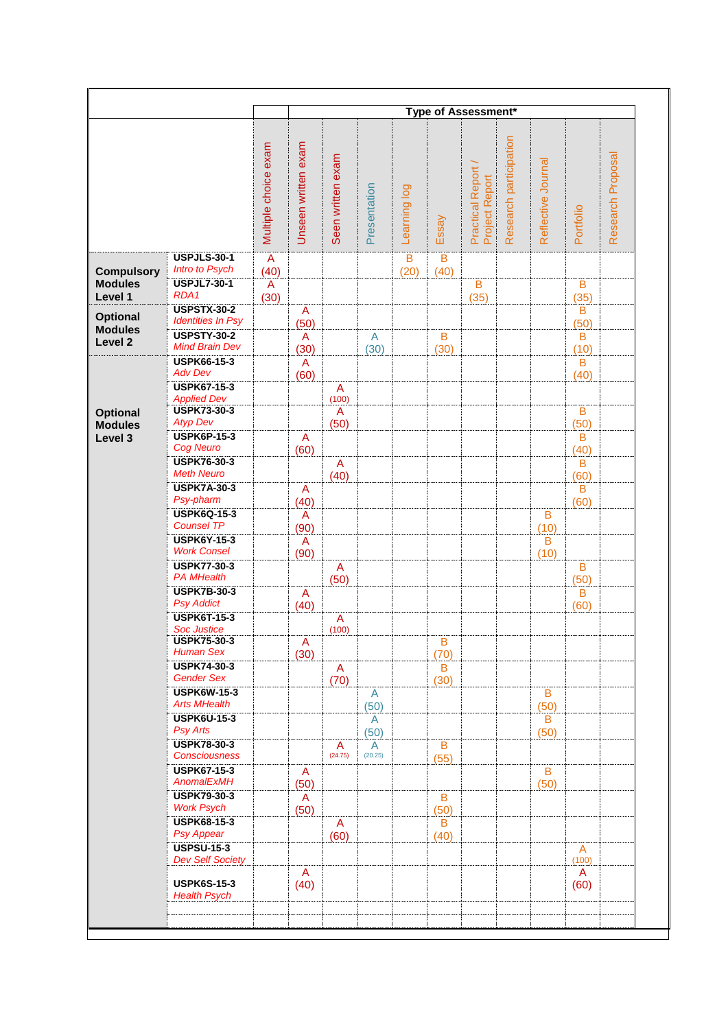| | | Type of Assessment* | | | | | | | | | | |
|---|---|---|---|---|---|---|---|---|---|---|---|---|
| | | Multiple choice exam | Unseen written exam | Seen written exam | Presentation | Learning log | Essay | Practical Report / Project Report | Research participation | Reflective Journal | Portfolio | Research Proposal |
| **Compulsory Modules Level 1** | **USPJLS-30-1** *Intro to Psych* | A (40) | | | | B (20) | B (40) | | | | | |
| | **USPJL7-30-1** *RDA1* | A (30) | | | | | | B (35) | | | B (35) | |
| **Optional Modules Level 2** | **USPSTX-30-2** *Identities In Psy* | | A (50) | | | | | | | | B (50) | |
| | **USPSTY-30-2** *Mind Brain Dev* | | A (30) | | A (30) | | B (30) | | | | B (10) | |
| **Optional Modules Level 3** | **USPK66-15-3** *Adv Dev* | | A (60) | | | | | | | | B (40) | |
| | **USPK67-15-3** *Applied Dev* | | | A (100) | | | | | | | | |
| | **USPK73-30-3** *Atyp Dev* | | | A (50) | | | | | | | B (50) | |
| | **USPK6P-15-3** *Cog Neuro* | | A (60) | | | | | | | | B (40) | |
| | **USPK76-30-3** *Meth Neuro* | | | A (40) | | | | | | | B (60) | |
| | **USPK7A-30-3** *Psy-pharm* | | A (40) | | | | | | | | B (60) | |
| | **USPK6Q-15-3** *Counsel TP* | | A (90) | | | | | | | B (10) | | |
| | **USPK6Y-15-3** *Work Consel* | | A (90) | | | | | | | B (10) | | |
| | **USPK77-30-3** *PA MHealth* | | | A (50) | | | | | | | B (50) | |
| | **USPK7B-30-3** *Psy Addict* | | A (40) | | | | | | | | B (60) | |
| | **USPK6T-15-3** *Soc Justice* | | | A (100) | | | | | | | | |
| | **USPK75-30-3** *Human Sex* | | A (30) | | | | B (70) | | | | | |
| | **USPK74-30-3** *Gender Sex* | | | A (70) | | | B (30) | | | | | |
| | **USPK6W-15-3** *Arts MHealth* | | | | A (50) | | | | | B (50) | | |
| | **USPK6U-15-3** *Psy Arts* | | | | A (50) | | | | | B (50) | | |
| | **USPK78-30-3** *Consciousness* | | | A (24.75) | A (20.25) | | B (55) | | | | | |
| | **USPK67-15-3** *AnomalExMH* | | A (50) | | | | | | | B (50) | | |
| | **USPK79-30-3** *Work Psych* | | A (50) | | | | B (50) | | | | | |
| | **USPK68-15-3** *Psy Appear* | | | A (60) | | | B (40) | | | | | |
| | **USPSU-15-3** *Dev Self Society* | | | | | | | | | | A (100) | |
| | **USPK6S-15-3** *Health Psych* | | A (40) | | | | | | | | A (60) | |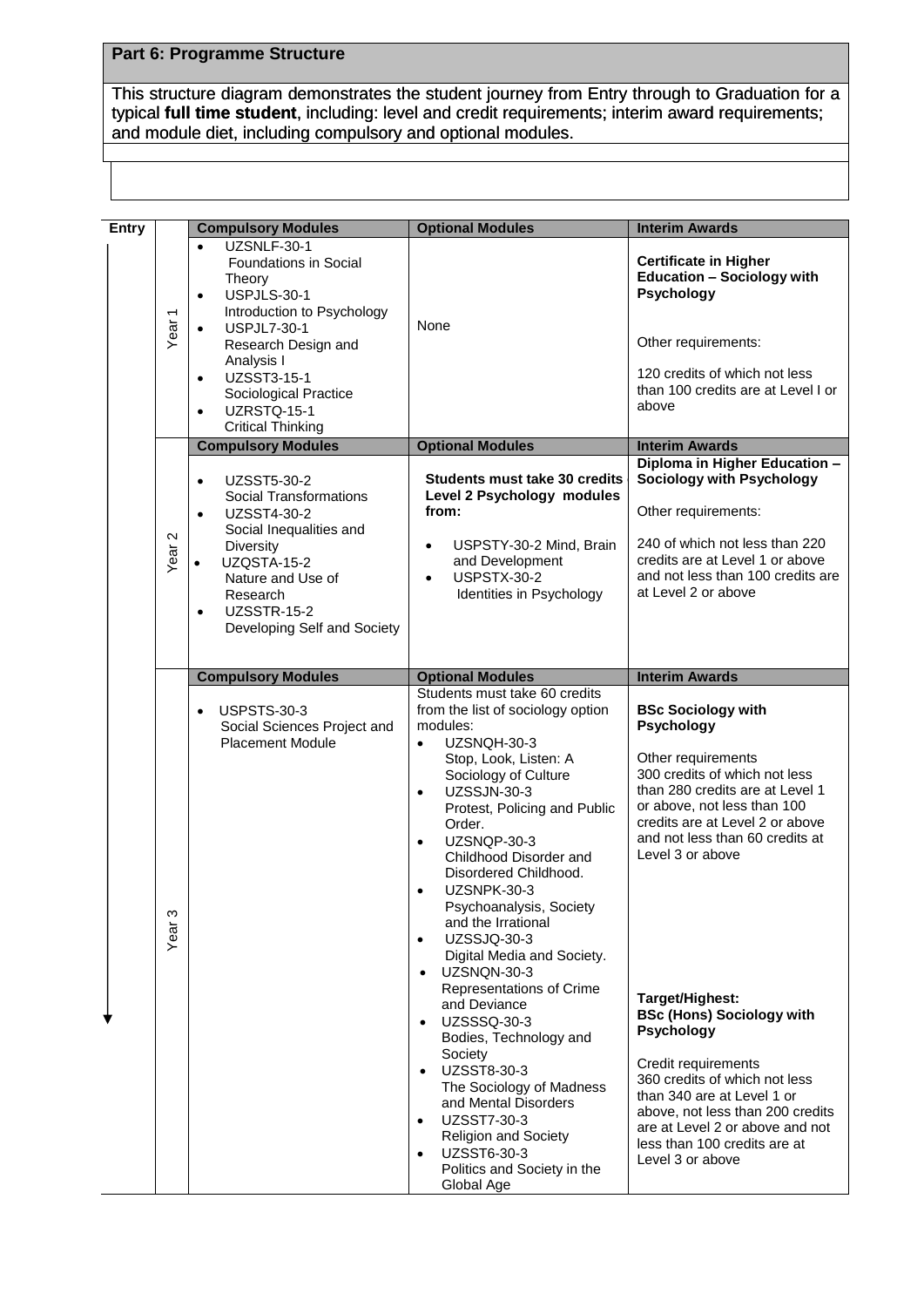## Part 6: Programme Structure

This structure diagram demonstrates the student journey from Entry through to Graduation for a typical **full time student**, including: level and credit requirements; interim award requirements; and module diet, including compulsory and optional modules.

| Entry | | Compulsory Modules | Optional Modules | Interim Awards |
|---|---|---|---|---|
| | Year 1 | • UZSNLF-30-1 Foundations in Social Theory<br>• USPJLS-30-1 Introduction to Psychology<br>• USPJL7-30-1 Research Design and Analysis I<br>• UZSST3-15-1 Sociological Practice<br>• UZRSTQ-15-1 Critical Thinking | None | **Certificate in Higher Education – Sociology with Psychology**<br><br>Other requirements:<br><br>120 credits of which not less than 100 credits are at Level I or above |
| | | **Compulsory Modules** | **Optional Modules** | **Interim Awards** |
| | Year 2 | • UZSST5-30-2 Social Transformations<br>• UZSST4-30-2 Social Inequalities and Diversity<br>• UZQSTA-15-2 Nature and Use of Research<br>• UZSSTR-15-2 Developing Self and Society | **Students must take 30 credits Level 2 Psychology modules from:**<br>• USPSTY-30-2 Mind, Brain and Development<br>• USPSTX-30-2 Identities in Psychology | **Diploma in Higher Education – Sociology with Psychology**<br><br>Other requirements:<br><br>240 of which not less than 220 credits are at Level 1 or above and not less than 100 credits are at Level 2 or above |
| | | **Compulsory Modules** | **Optional Modules** | **Interim Awards** |
| | Year 3 | • USPSTS-30-3 Social Sciences Project and Placement Module | Students must take 60 credits from the list of sociology option modules:<br>• UZSNQH-30-3 Stop, Look, Listen: A Sociology of Culture<br>• UZSSJN-30-3 Protest, Policing and Public Order.<br>• UZSNQP-30-3 Childhood Disorder and Disordered Childhood.<br>• UZSNPK-30-3 Psychoanalysis, Society and the Irrational<br>• UZSSJQ-30-3 Digital Media and Society.<br>• UZSNQN-30-3 Representations of Crime and Deviance<br>• UZSSSQ-30-3 Bodies, Technology and Society<br>• UZSST8-30-3 The Sociology of Madness and Mental Disorders<br>• UZSST7-30-3 Religion and Society<br>• UZSST6-30-3 Politics and Society in the Global Age | **BSc Sociology with Psychology**<br><br>Other requirements<br>300 credits of which not less than 280 credits are at Level 1 or above, not less than 100 credits are at Level 2 or above and not less than 60 credits at Level 3 or above<br><br>**Target/Highest:**<br>**BSc (Hons) Sociology with Psychology**<br><br>Credit requirements<br>360 credits of which not less than 340 are at Level 1 or above, not less than 200 credits are at Level 2 or above and not less than 100 credits are at Level 3 or above |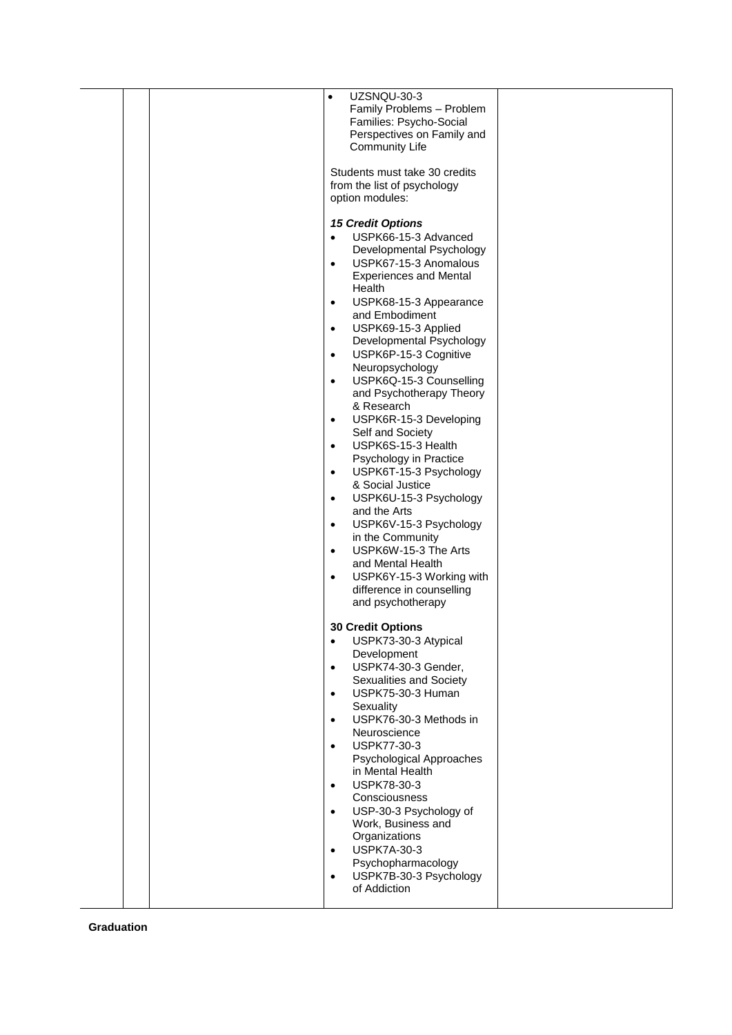| | | | | |
|---|---|---|---|---|
| | | | • UZSNQU-30-3 Family Problems – Problem Families: Psycho-Social Perspectives on Family and Community Life<br><br>Students must take 30 credits from the list of psychology option modules:<br><br>***15 Credit Options***<br>• USPK66-15-3 Advanced Developmental Psychology<br>• USPK67-15-3 Anomalous Experiences and Mental Health<br>• USPK68-15-3 Appearance and Embodiment<br>• USPK69-15-3 Applied Developmental Psychology<br>• USPK6P-15-3 Cognitive Neuropsychology<br>• USPK6Q-15-3 Counselling and Psychotherapy Theory & Research<br>• USPK6R-15-3 Developing Self and Society<br>• USPK6S-15-3 Health Psychology in Practice<br>• USPK6T-15-3 Psychology & Social Justice<br>• USPK6U-15-3 Psychology and the Arts<br>• USPK6V-15-3 Psychology in the Community<br>• USPK6W-15-3 The Arts and Mental Health<br>• USPK6Y-15-3 Working with difference in counselling and psychotherapy<br><br>**30 Credit Options**<br>• USPK73-30-3 Atypical Development<br>• USPK74-30-3 Gender, Sexualities and Society<br>• USPK75-30-3 Human Sexuality<br>• USPK76-30-3 Methods in Neuroscience<br>• USPK77-30-3 Psychological Approaches in Mental Health<br>• USPK78-30-3 Consciousness<br>• USP-30-3 Psychology of Work, Business and Organizations<br>• USPK7A-30-3 Psychopharmacology<br>• USPK7B-30-3 Psychology of Addiction | |

**Graduation**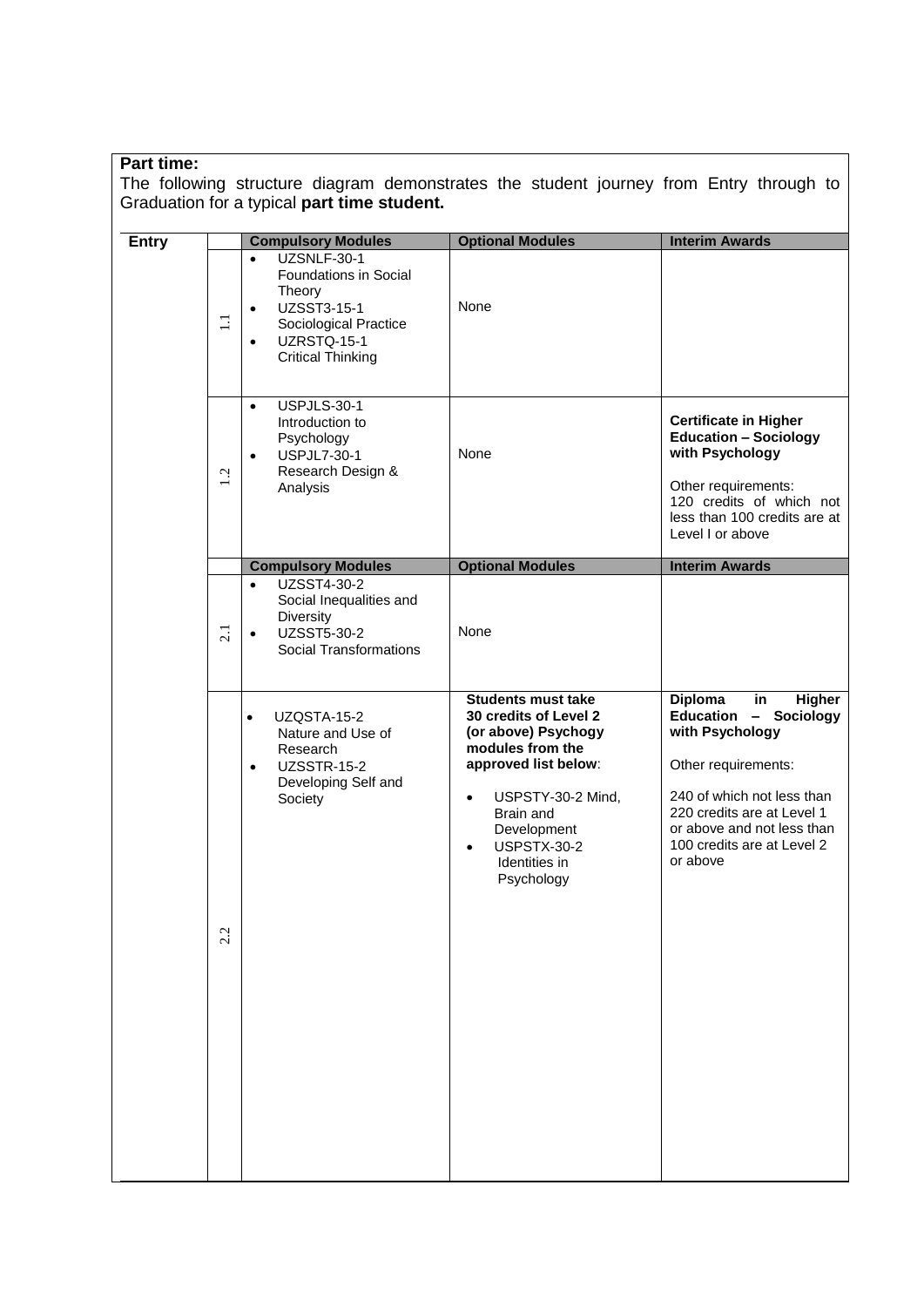**Part time:**

The following structure diagram demonstrates the student journey from Entry through to Graduation for a typical **part time student.**

| Entry | | Compulsory Modules | Optional Modules | Interim Awards |
|---|---|---|---|---|
| | 1.1 | • UZSNLF-30-1 Foundations in Social Theory<br>• UZSST3-15-1 Sociological Practice<br>• UZRSTQ-15-1 Critical Thinking | None | |
| | 1.2 | • USPJLS-30-1 Introduction to Psychology<br>• USPJL7-30-1 Research Design & Analysis | None | **Certificate in Higher Education – Sociology with Psychology**<br><br>Other requirements:<br>120 credits of which not less than 100 credits are at Level I or above |
| | | **Compulsory Modules** | **Optional Modules** | **Interim Awards** |
| | 2.1 | • UZSST4-30-2 Social Inequalities and Diversity<br>• UZSST5-30-2 Social Transformations | None | |
| | 2.2 | • UZQSTA-15-2 Nature and Use of Research<br>• UZSSTR-15-2 Developing Self and Society | **Students must take 30 credits of Level 2 (or above) Psychogy modules from the approved list below**:<br><br>• USPSTY-30-2 Mind, Brain and Development<br>• USPSTX-30-2 Identities in Psychology | **Diploma in Higher Education – Sociology with Psychology**<br><br>Other requirements:<br><br>240 of which not less than 220 credits are at Level 1 or above and not less than 100 credits are at Level 2 or above |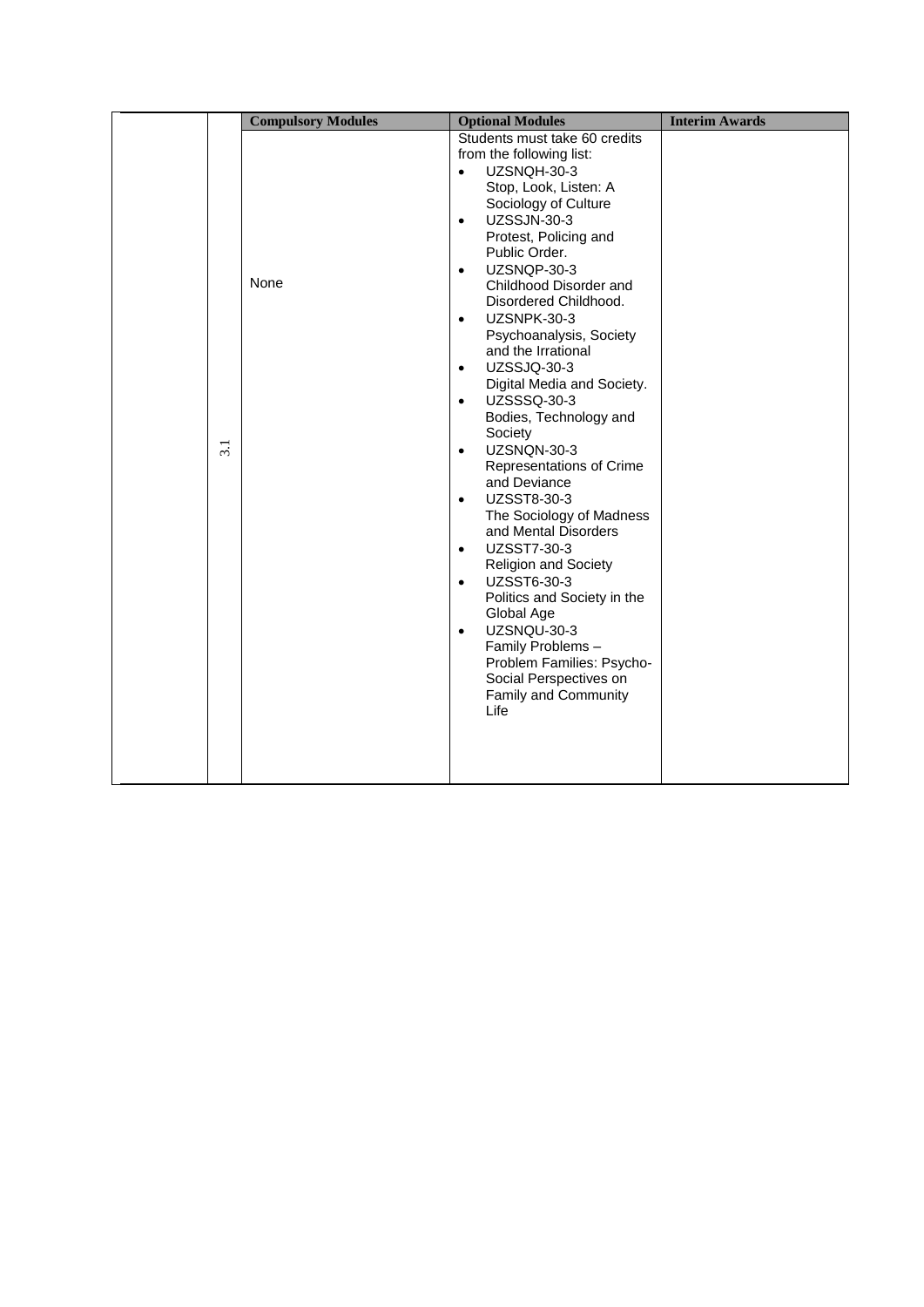| | | Compulsory Modules | Optional Modules | Interim Awards |
|---|---|---|---|---|
| | 3.1 | None | Students must take 60 credits from the following list:<br>• UZSNQH-30-3 Stop, Look, Listen: A Sociology of Culture<br>• UZSSJN-30-3 Protest, Policing and Public Order.<br>• UZSNQP-30-3 Childhood Disorder and Disordered Childhood.<br>• UZSNPK-30-3 Psychoanalysis, Society and the Irrational<br>• UZSSJQ-30-3 Digital Media and Society.<br>• UZSSSQ-30-3 Bodies, Technology and Society<br>• UZSNQN-30-3 Representations of Crime and Deviance<br>• UZSST8-30-3 The Sociology of Madness and Mental Disorders<br>• UZSST7-30-3 Religion and Society<br>• UZSST6-30-3 Politics and Society in the Global Age<br>• UZSNQU-30-3 Family Problems – Problem Families: Psycho-Social Perspectives on Family and Community Life | |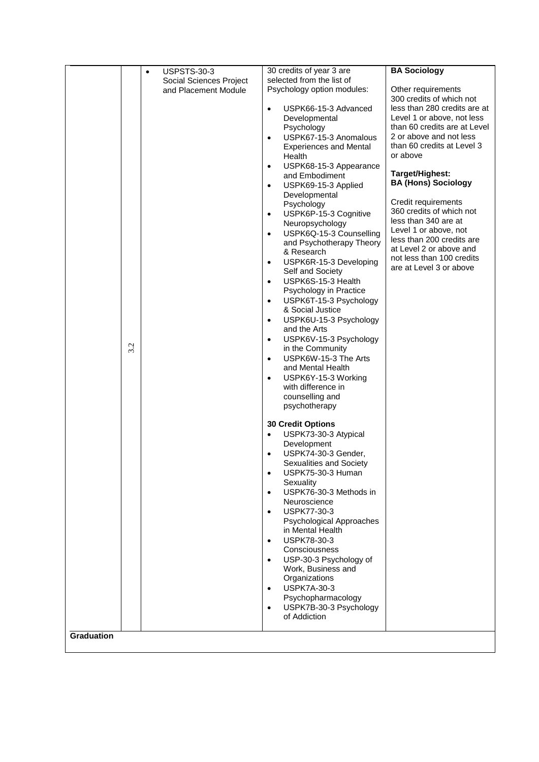| | | | | |
|---|---|---|---|---|
| | 3.2 | • USPSTS-30-3 Social Sciences Project and Placement Module | 30 credits of year 3 are selected from the list of Psychology option modules:<br><br>• USPK66-15-3 Advanced Developmental Psychology<br>• USPK67-15-3 Anomalous Experiences and Mental Health<br>• USPK68-15-3 Appearance and Embodiment<br>• USPK69-15-3 Applied Developmental Psychology<br>• USPK6P-15-3 Cognitive Neuropsychology<br>• USPK6Q-15-3 Counselling and Psychotherapy Theory & Research<br>• USPK6R-15-3 Developing Self and Society<br>• USPK6S-15-3 Health Psychology in Practice<br>• USPK6T-15-3 Psychology & Social Justice<br>• USPK6U-15-3 Psychology and the Arts<br>• USPK6V-15-3 Psychology in the Community<br>• USPK6W-15-3 The Arts and Mental Health<br>• USPK6Y-15-3 Working with difference in counselling and psychotherapy<br><br>**30 Credit Options**<br>• USPK73-30-3 Atypical Development<br>• USPK74-30-3 Gender, Sexualities and Society<br>• USPK75-30-3 Human Sexuality<br>• USPK76-30-3 Methods in Neuroscience<br>• USPK77-30-3 Psychological Approaches in Mental Health<br>• USPK78-30-3 Consciousness<br>• USP-30-3 Psychology of Work, Business and Organizations<br>• USPK7A-30-3 Psychopharmacology<br>• USPK7B-30-3 Psychology of Addiction | **BA Sociology**<br><br>Other requirements<br>300 credits of which not less than 280 credits are at Level 1 or above, not less than 60 credits are at Level 2 or above and not less than 60 credits at Level 3 or above<br><br>**Target/Highest: BA (Hons) Sociology**<br><br>Credit requirements<br>360 credits of which not less than 340 are at Level 1 or above, not less than 200 credits are at Level 2 or above and not less than 100 credits are at Level 3 or above |
| **Graduation** | | | | |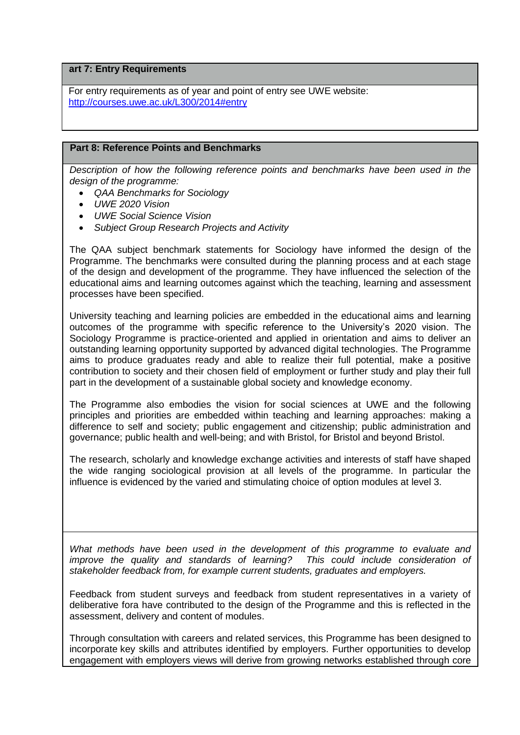## art 7: Entry Requirements

For entry requirements as of year and point of entry see UWE website: http://courses.uwe.ac.uk/L300/2014#entry

## Part 8: Reference Points and Benchmarks

*Description of how the following reference points and benchmarks have been used in the design of the programme:*

- *QAA Benchmarks for Sociology*
- *UWE 2020 Vision*
- *UWE Social Science Vision*
- *Subject Group Research Projects and Activity*

The QAA subject benchmark statements for Sociology have informed the design of the Programme. The benchmarks were consulted during the planning process and at each stage of the design and development of the programme. They have influenced the selection of the educational aims and learning outcomes against which the teaching, learning and assessment processes have been specified.

University teaching and learning policies are embedded in the educational aims and learning outcomes of the programme with specific reference to the University's 2020 vision. The Sociology Programme is practice-oriented and applied in orientation and aims to deliver an outstanding learning opportunity supported by advanced digital technologies. The Programme aims to produce graduates ready and able to realize their full potential, make a positive contribution to society and their chosen field of employment or further study and play their full part in the development of a sustainable global society and knowledge economy.

The Programme also embodies the vision for social sciences at UWE and the following principles and priorities are embedded within teaching and learning approaches: making a difference to self and society; public engagement and citizenship; public administration and governance; public health and well-being; and with Bristol, for Bristol and beyond Bristol.

The research, scholarly and knowledge exchange activities and interests of staff have shaped the wide ranging sociological provision at all levels of the programme. In particular the influence is evidenced by the varied and stimulating choice of option modules at level 3.

*What methods have been used in the development of this programme to evaluate and improve the quality and standards of learning? This could include consideration of stakeholder feedback from, for example current students, graduates and employers.*

Feedback from student surveys and feedback from student representatives in a variety of deliberative fora have contributed to the design of the Programme and this is reflected in the assessment, delivery and content of modules.

Through consultation with careers and related services, this Programme has been designed to incorporate key skills and attributes identified by employers. Further opportunities to develop engagement with employers views will derive from growing networks established through core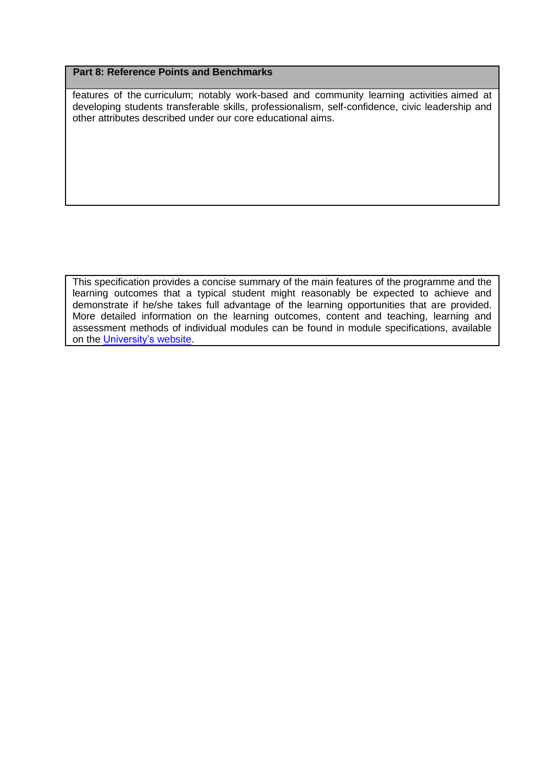## Part 8: Reference Points and Benchmarks

features of the curriculum; notably work-based and community learning activities aimed at developing students transferable skills, professionalism, self-confidence, civic leadership and other attributes described under our core educational aims.

This specification provides a concise summary of the main features of the programme and the learning outcomes that a typical student might reasonably be expected to achieve and demonstrate if he/she takes full advantage of the learning opportunities that are provided. More detailed information on the learning outcomes, content and teaching, learning and assessment methods of individual modules can be found in module specifications, available on the University's website.